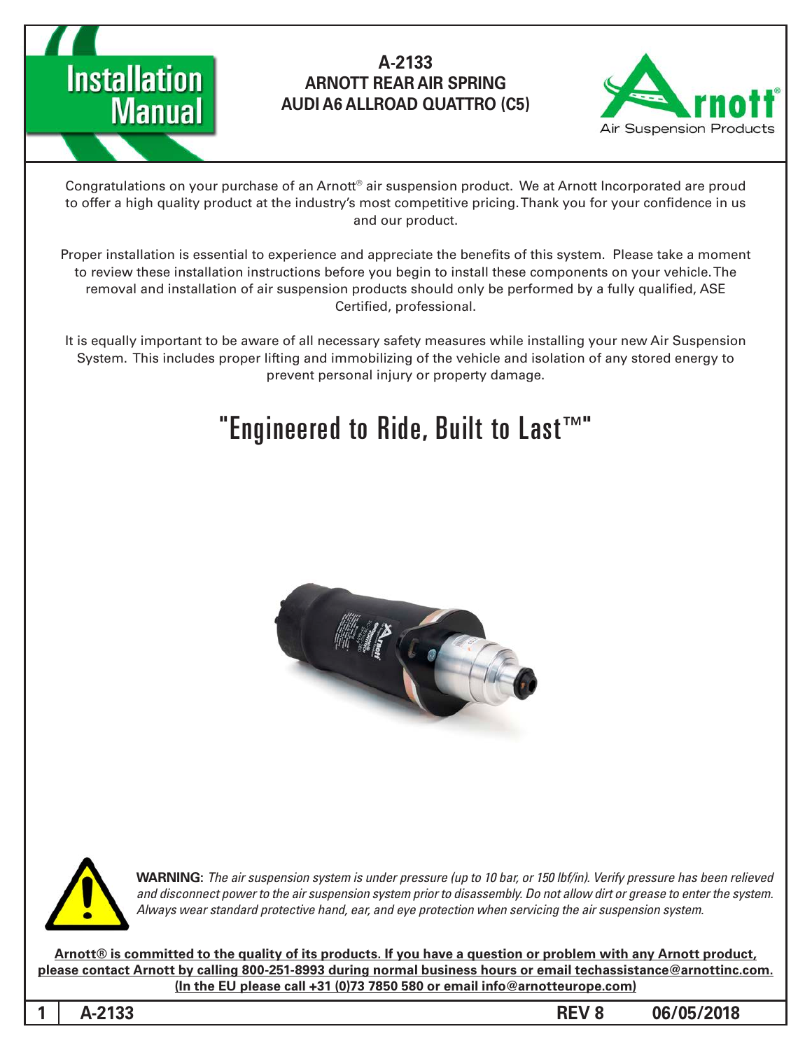# Installation Manual

## A-2133
## ARNOTT REAR AIR SPRING
## AUDI A6 ALLROAD QUATTRO (C5)

Congratulations on your purchase of an Arnott® air suspension product. We at Arnott Incorporated are proud to offer a high quality product at the industry's most competitive pricing. Thank you for your confidence in us and our product.

Proper installation is essential to experience and appreciate the benefits of this system. Please take a moment to review these installation instructions before you begin to install these components on your vehicle. The removal and installation of air suspension products should only be performed by a fully qualified, ASE Certified, professional.

It is equally important to be aware of all necessary safety measures while installing your new Air Suspension System. This includes proper lifting and immobilizing of the vehicle and isolation of any stored energy to prevent personal injury or property damage.

# "Engineered to Ride, Built to Last™"

**WARNING:** *The air suspension system is under pressure (up to 10 bar, or 150 lbf/in). Verify pressure has been relieved and disconnect power to the air suspension system prior to disassembly. Do not allow dirt or grease to enter the system. Always wear standard protective hand, ear, and eye protection when servicing the air suspension system.*

**Arnott® is committed to the quality of its products. If you have a question or problem with any Arnott product, please contact Arnott by calling 800-251-8993 during normal business hours or email techassistance@arnottinc.com. (In the EU please call +31 (0)73 7850 580 or email info@arnotteurope.com)**

A-2133 REV 8 06/05/2018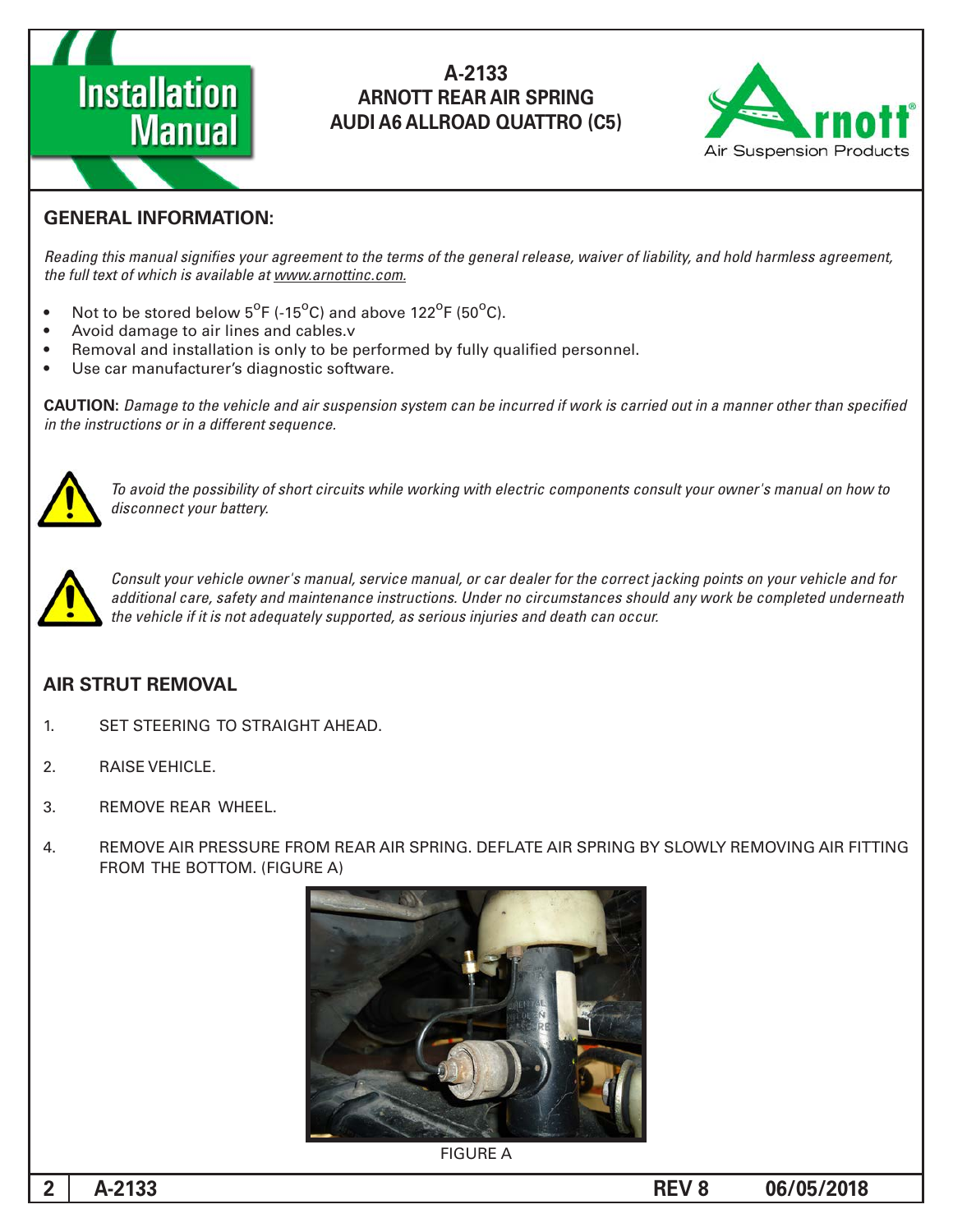# A-2133
## ARNOTT REAR AIR SPRING
## AUDI A6 ALLROAD QUATTRO (C5)

## GENERAL INFORMATION:

*Reading this manual signifies your agreement to the terms of the general release, waiver of liability, and hold harmless agreement, the full text of which is available at www.arnottinc.com.*

- Not to be stored below 5°F (-15°C) and above 122°F (50°C).
- Avoid damage to air lines and cables.v
- Removal and installation is only to be performed by fully qualified personnel.
- Use car manufacturer's diagnostic software.

**CAUTION:** *Damage to the vehicle and air suspension system can be incurred if work is carried out in a manner other than specified in the instructions or in a different sequence.*

*To avoid the possibility of short circuits while working with electric components consult your owner's manual on how to disconnect your battery.*

*Consult your vehicle owner's manual, service manual, or car dealer for the correct jacking points on your vehicle and for additional care, safety and maintenance instructions. Under no circumstances should any work be completed underneath the vehicle if it is not adequately supported, as serious injuries and death can occur.*

## AIR STRUT REMOVAL

1. SET STEERING TO STRAIGHT AHEAD.
2. RAISE VEHICLE.
3. REMOVE REAR WHEEL.
4. REMOVE AIR PRESSURE FROM REAR AIR SPRING. DEFLATE AIR SPRING BY SLOWLY REMOVING AIR FITTING FROM THE BOTTOM. (FIGURE A)

FIGURE A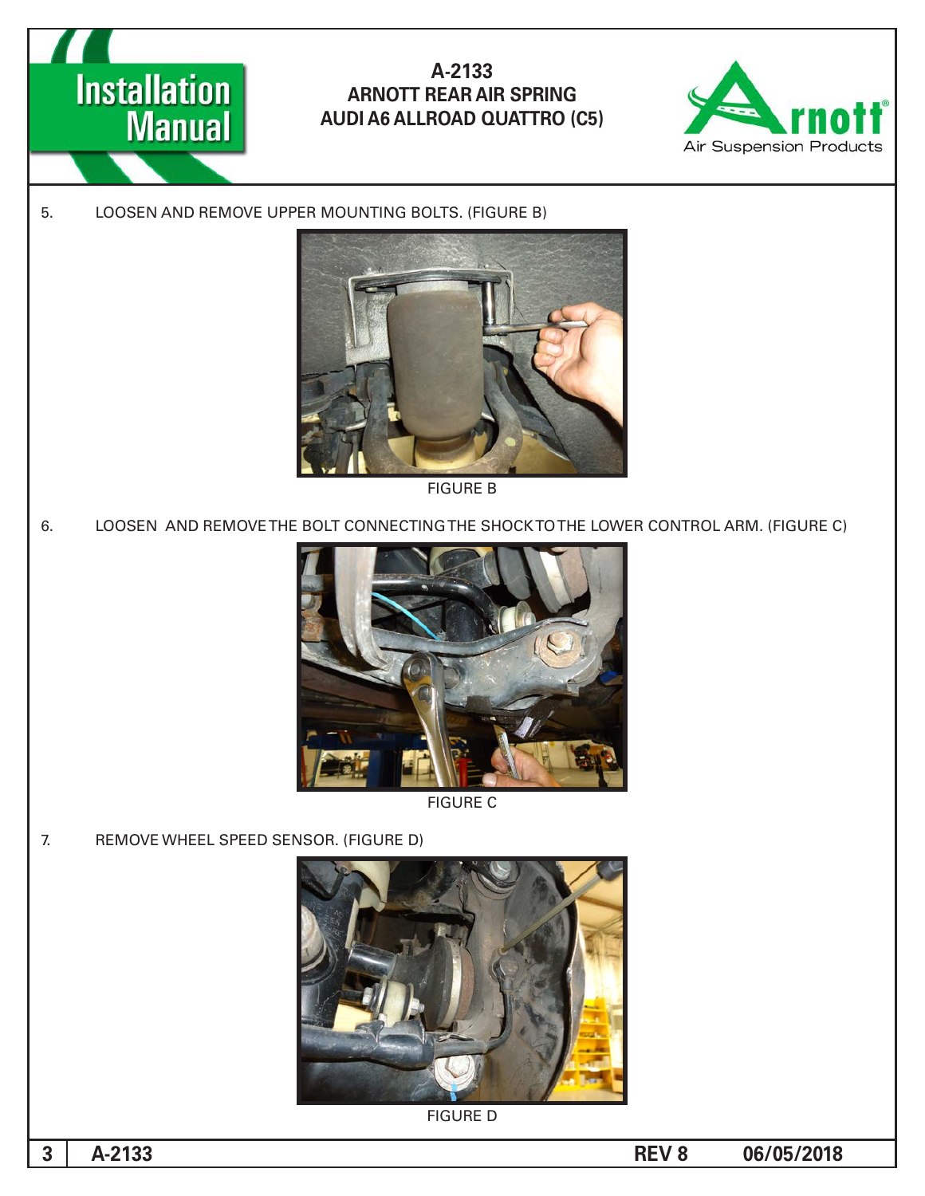5. LOOSEN AND REMOVE UPPER MOUNTING BOLTS. (FIGURE B)

FIGURE B

6. LOOSEN AND REMOVE THE BOLT CONNECTING THE SHOCK TO THE LOWER CONTROL ARM. (FIGURE C)

FIGURE C

7. REMOVE WHEEL SPEED SENSOR. (FIGURE D)

FIGURE D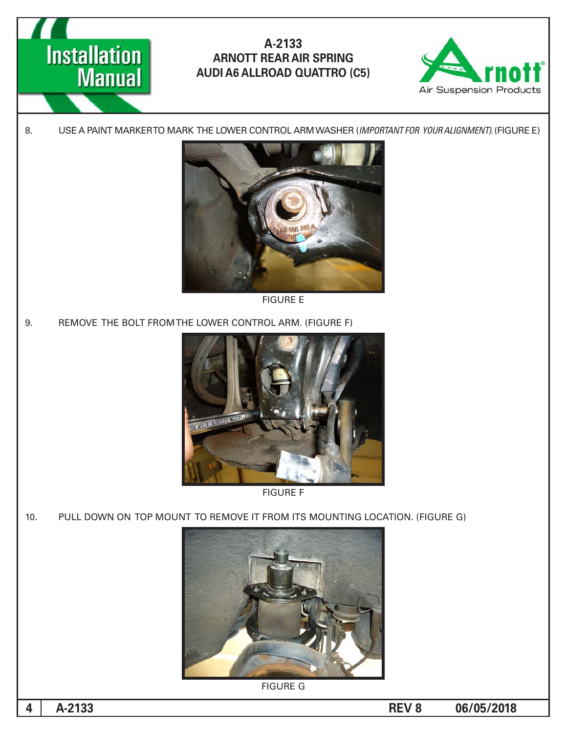8. USE A PAINT MARKERTO MARK THE LOWER CONTROL ARM WASHER (*IMPORTANT FOR YOUR ALIGNMENT).* (FIGURE E)

FIGURE E

9. REMOVE THE BOLT FROM THE LOWER CONTROL ARM. (FIGURE F)

FIGURE F

10. PULL DOWN ON TOP MOUNT TO REMOVE IT FROM ITS MOUNTING LOCATION. (FIGURE G)

FIGURE G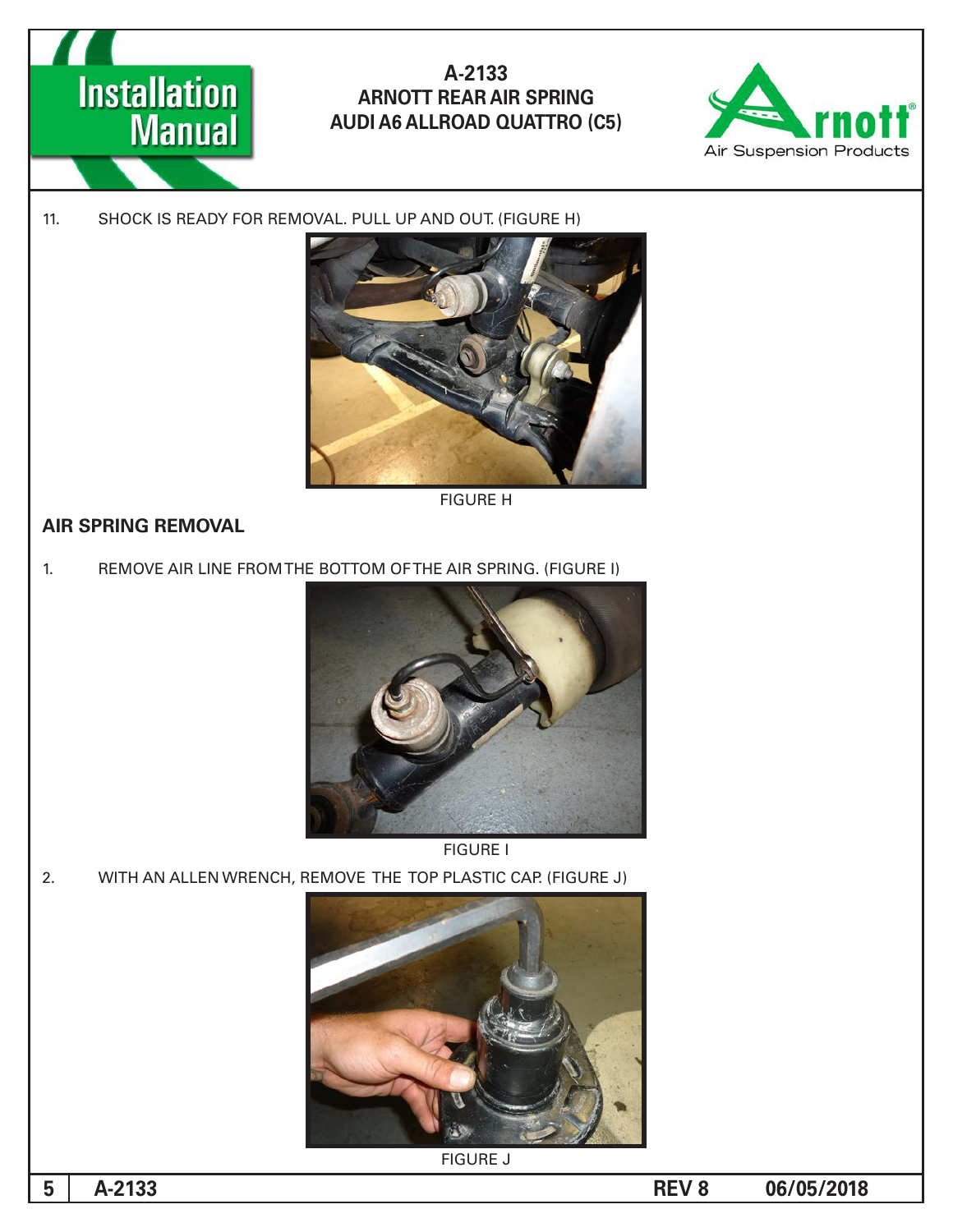11. SHOCK IS READY FOR REMOVAL. PULL UP AND OUT. (FIGURE H)

FIGURE H

## AIR SPRING REMOVAL

1. REMOVE AIR LINE FROM THE BOTTOM OF THE AIR SPRING. (FIGURE I)

FIGURE I

2. WITH AN ALLEN WRENCH, REMOVE THE TOP PLASTIC CAP. (FIGURE J)

FIGURE J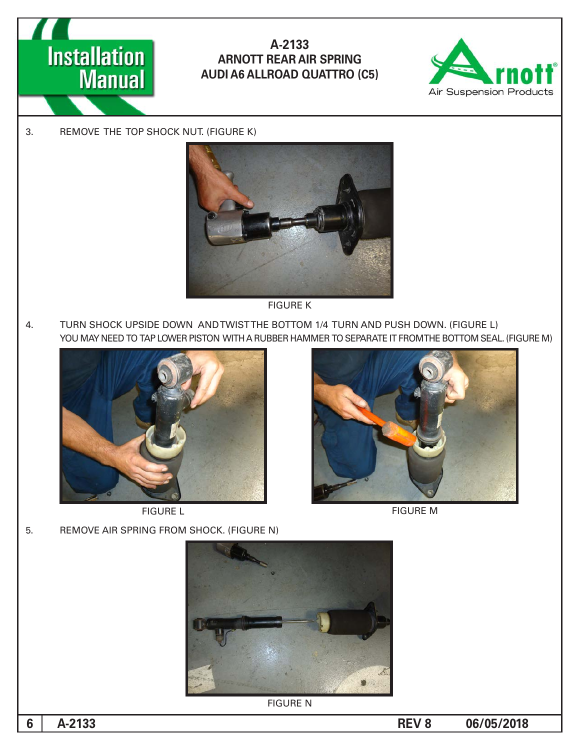3. REMOVE THE TOP SHOCK NUT. (FIGURE K)

FIGURE K

4. TURN SHOCK UPSIDE DOWN AND TWIST THE BOTTOM 1/4 TURN AND PUSH DOWN. (FIGURE L)
   YOU MAY NEED TO TAP LOWER PISTON WITH A RUBBER HAMMER TO SEPARATE IT FROM THE BOTTOM SEAL. (FIGURE M)

FIGURE L

FIGURE M

5. REMOVE AIR SPRING FROM SHOCK. (FIGURE N)

FIGURE N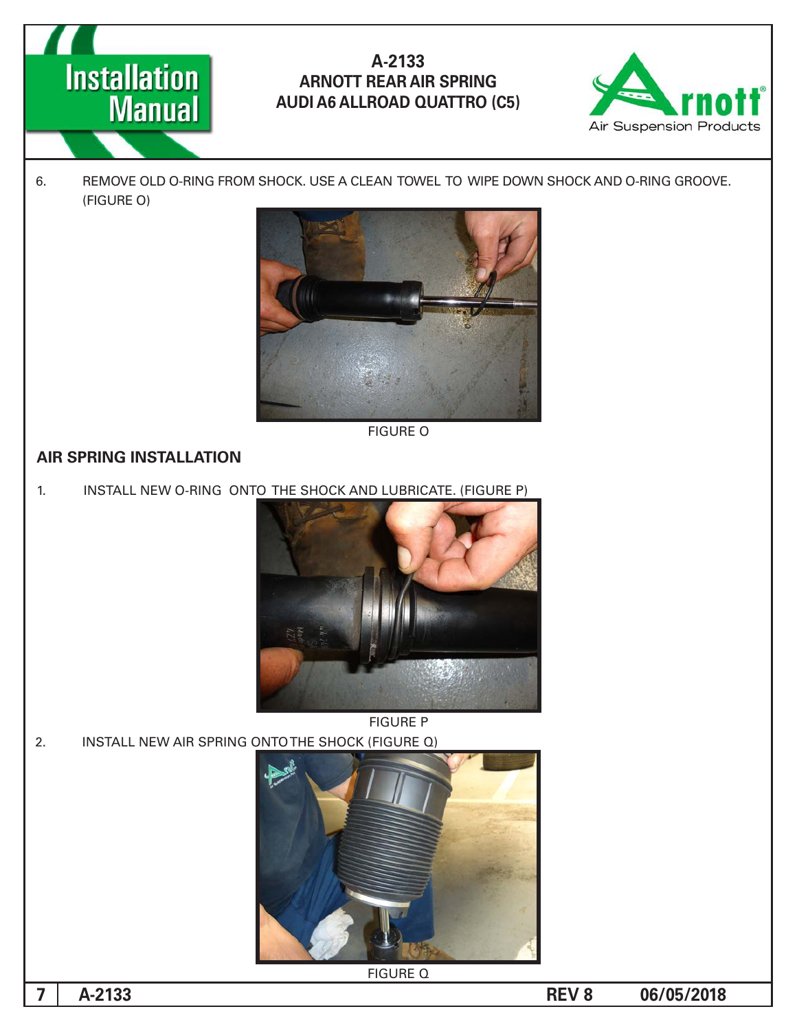6. REMOVE OLD O-RING FROM SHOCK. USE A CLEAN TOWEL TO WIPE DOWN SHOCK AND O-RING GROOVE. (FIGURE O)

FIGURE O

## AIR SPRING INSTALLATION

1. INSTALL NEW O-RING ONTO THE SHOCK AND LUBRICATE. (FIGURE P)

FIGURE P

2. INSTALL NEW AIR SPRING ONTO THE SHOCK (FIGURE Q)

FIGURE Q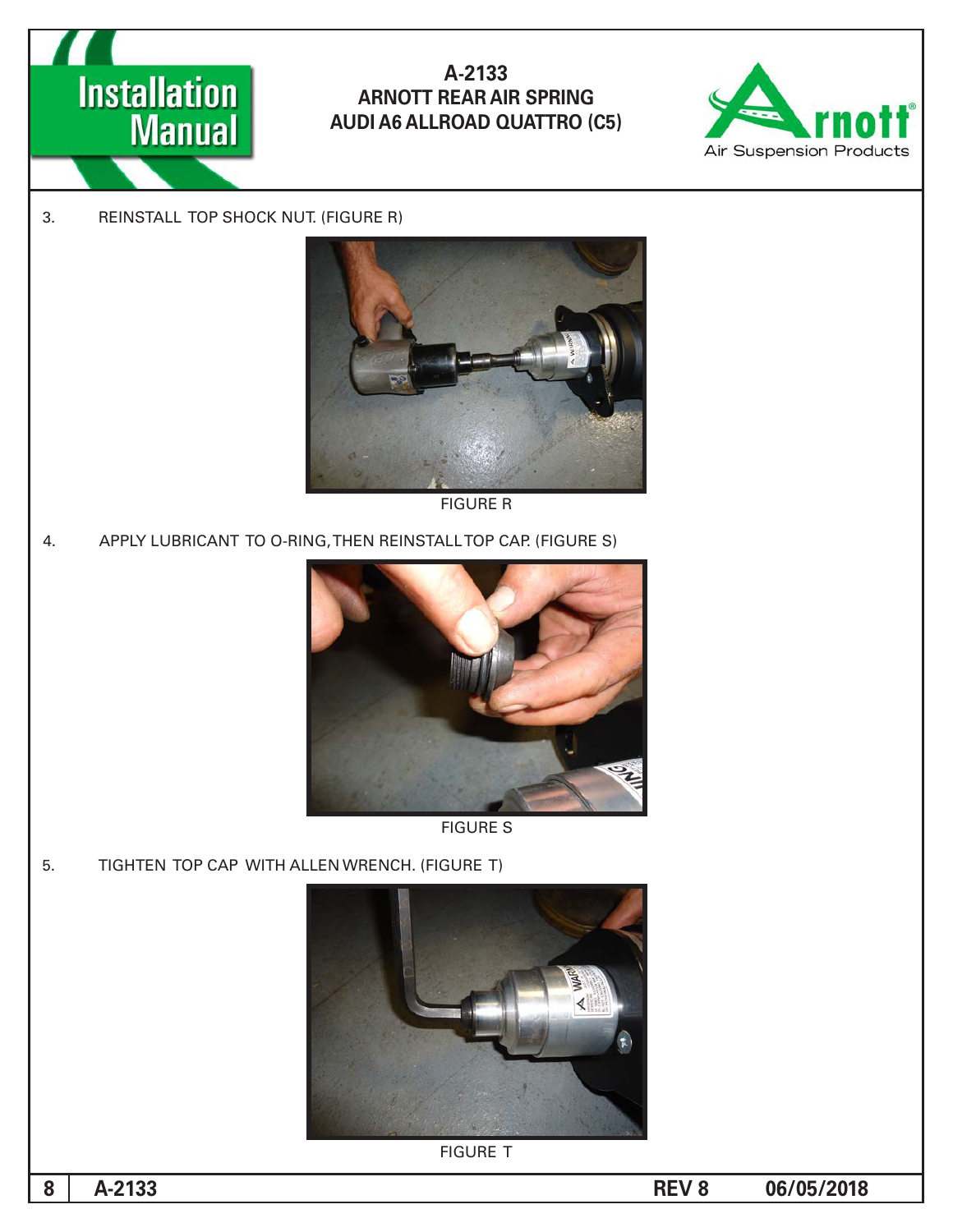3. REINSTALL TOP SHOCK NUT. (FIGURE R)

FIGURE R

4. APPLY LUBRICANT TO O-RING, THEN REINSTALL TOP CAP. (FIGURE S)

FIGURE S

5. TIGHTEN TOP CAP WITH ALLEN WRENCH. (FIGURE T)

FIGURE T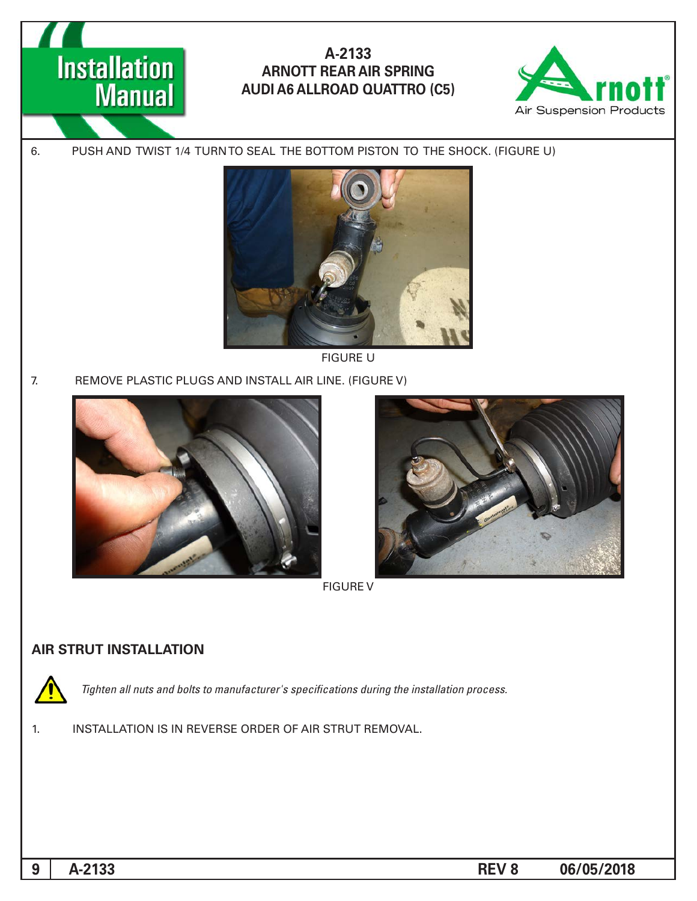6. PUSH AND TWIST 1/4 TURN TO SEAL THE BOTTOM PISTON TO THE SHOCK. (FIGURE U)

FIGURE U

7. REMOVE PLASTIC PLUGS AND INSTALL AIR LINE. (FIGURE V)

FIGURE V

## AIR STRUT INSTALLATION

*Tighten all nuts and bolts to manufacturer's specifications during the installation process.*

1. INSTALLATION IS IN REVERSE ORDER OF AIR STRUT REMOVAL.